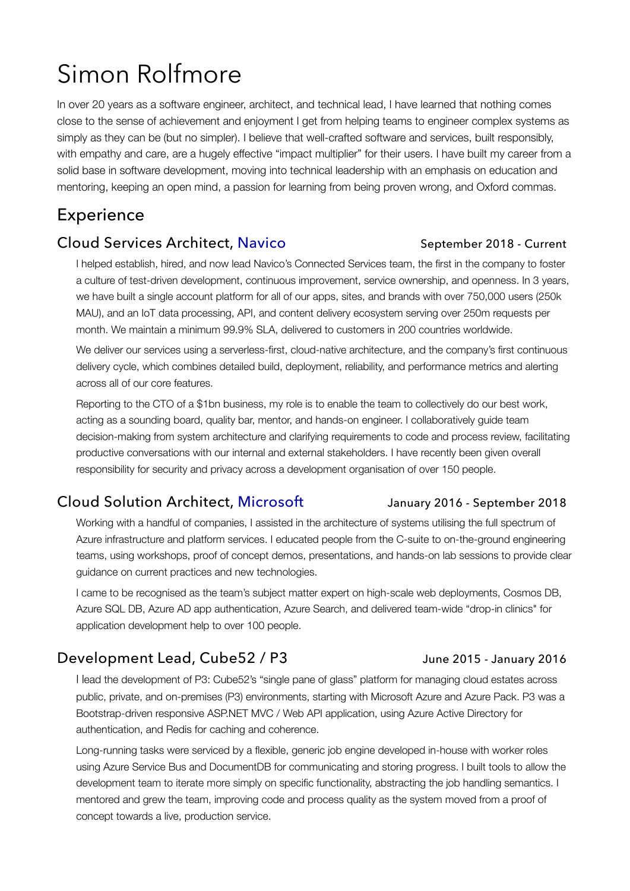# Simon Rolfmore

In over 20 years as a software engineer, architect, and technical lead, I have learned that nothing comes close to the sense of achievement and enjoyment I get from helping teams to engineer complex systems as simply as they can be (but no simpler). I believe that well-crafted software and services, built responsibly, with empathy and care, are a hugely effective "impact multiplier" for their users. I have built my career from a solid base in software development, moving into technical leadership with an emphasis on education and mentoring, keeping an open mind, a passion for learning from being proven wrong, and Oxford commas.

## Experience

### Cloud Services Architect, Navico — September 2018 - Current

I helped establish, hired, and now lead Navico's Connected Services team, the first in the company to foster a culture of test-driven development, continuous improvement, service ownership, and openness. In 3 years, we have built a single account platform for all of our apps, sites, and brands with over 750,000 users (250k MAU), and an IoT data processing, API, and content delivery ecosystem serving over 250m requests per month. We maintain a minimum 99.9% SLA, delivered to customers in 200 countries worldwide.

We deliver our services using a serverless-first, cloud-native architecture, and the company's first continuous delivery cycle, which combines detailed build, deployment, reliability, and performance metrics and alerting across all of our core features.

Reporting to the CTO of a $1bn business, my role is to enable the team to collectively do our best work, acting as a sounding board, quality bar, mentor, and hands-on engineer. I collaboratively guide team decision-making from system architecture and clarifying requirements to code and process review, facilitating productive conversations with our internal and external stakeholders. I have recently been given overall responsibility for security and privacy across a development organisation of over 150 people.

### Cloud Solution Architect, Microsoft — January 2016 - September 2018

Working with a handful of companies, I assisted in the architecture of systems utilising the full spectrum of Azure infrastructure and platform services. I educated people from the C-suite to on-the-ground engineering teams, using workshops, proof of concept demos, presentations, and hands-on lab sessions to provide clear guidance on current practices and new technologies.

I came to be recognised as the team's subject matter expert on high-scale web deployments, Cosmos DB, Azure SQL DB, Azure AD app authentication, Azure Search, and delivered team-wide "drop-in clinics" for application development help to over 100 people.

### Development Lead, Cube52 / P3 — June 2015 - January 2016

I lead the development of P3: Cube52's "single pane of glass" platform for managing cloud estates across public, private, and on-premises (P3) environments, starting with Microsoft Azure and Azure Pack. P3 was a Bootstrap-driven responsive ASP.NET MVC / Web API application, using Azure Active Directory for authentication, and Redis for caching and coherence.

Long-running tasks were serviced by a flexible, generic job engine developed in-house with worker roles using Azure Service Bus and DocumentDB for communicating and storing progress. I built tools to allow the development team to iterate more simply on specific functionality, abstracting the job handling semantics. I mentored and grew the team, improving code and process quality as the system moved from a proof of concept towards a live, production service.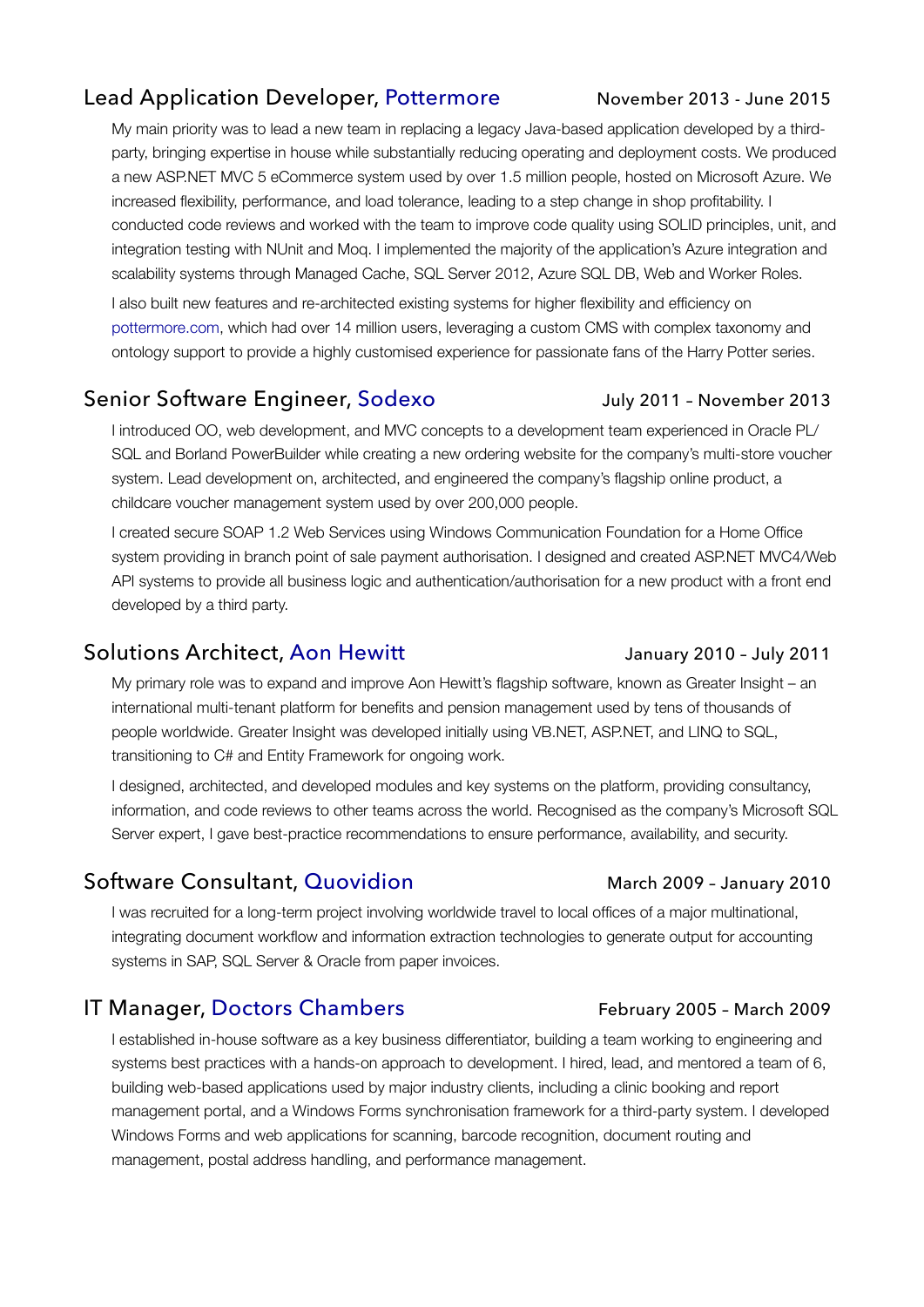## Lead Application Developer, Pottermore — November 2013 - June 2015

My main priority was to lead a new team in replacing a legacy Java-based application developed by a third-party, bringing expertise in house while substantially reducing operating and deployment costs. We produced a new ASP.NET MVC 5 eCommerce system used by over 1.5 million people, hosted on Microsoft Azure. We increased flexibility, performance, and load tolerance, leading to a step change in shop profitability. I conducted code reviews and worked with the team to improve code quality using SOLID principles, unit, and integration testing with NUnit and Moq. I implemented the majority of the application's Azure integration and scalability systems through Managed Cache, SQL Server 2012, Azure SQL DB, Web and Worker Roles.

I also built new features and re-architected existing systems for higher flexibility and efficiency on pottermore.com, which had over 14 million users, leveraging a custom CMS with complex taxonomy and ontology support to provide a highly customised experience for passionate fans of the Harry Potter series.

## Senior Software Engineer, Sodexo — July 2011 – November 2013

I introduced OO, web development, and MVC concepts to a development team experienced in Oracle PL/SQL and Borland PowerBuilder while creating a new ordering website for the company's multi-store voucher system. Lead development on, architected, and engineered the company's flagship online product, a childcare voucher management system used by over 200,000 people.

I created secure SOAP 1.2 Web Services using Windows Communication Foundation for a Home Office system providing in branch point of sale payment authorisation. I designed and created ASP.NET MVC4/Web API systems to provide all business logic and authentication/authorisation for a new product with a front end developed by a third party.

## Solutions Architect, Aon Hewitt — January 2010 – July 2011

My primary role was to expand and improve Aon Hewitt's flagship software, known as Greater Insight – an international multi-tenant platform for benefits and pension management used by tens of thousands of people worldwide. Greater Insight was developed initially using VB.NET, ASP.NET, and LINQ to SQL, transitioning to C# and Entity Framework for ongoing work.

I designed, architected, and developed modules and key systems on the platform, providing consultancy, information, and code reviews to other teams across the world. Recognised as the company's Microsoft SQL Server expert, I gave best-practice recommendations to ensure performance, availability, and security.

## Software Consultant, Quovidion — March 2009 – January 2010

I was recruited for a long-term project involving worldwide travel to local offices of a major multinational, integrating document workflow and information extraction technologies to generate output for accounting systems in SAP, SQL Server & Oracle from paper invoices.

## IT Manager, Doctors Chambers — February 2005 – March 2009

I established in-house software as a key business differentiator, building a team working to engineering and systems best practices with a hands-on approach to development. I hired, lead, and mentored a team of 6, building web-based applications used by major industry clients, including a clinic booking and report management portal, and a Windows Forms synchronisation framework for a third-party system. I developed Windows Forms and web applications for scanning, barcode recognition, document routing and management, postal address handling, and performance management.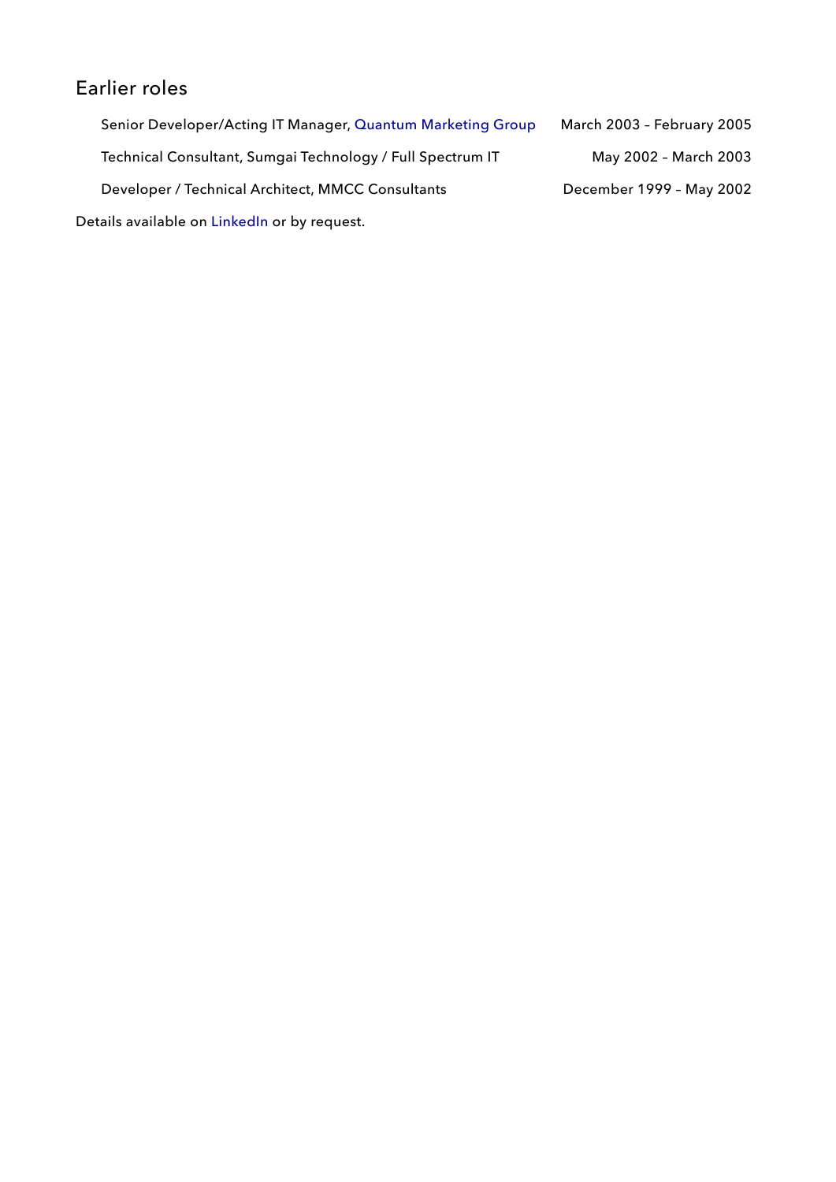## Earlier roles

- Senior Developer/Acting IT Manager, Quantum Marketing Group — March 2003 – February 2005
- Technical Consultant, Sumgai Technology / Full Spectrum IT — May 2002 – March 2003
- Developer / Technical Architect, MMCC Consultants — December 1999 – May 2002

Details available on LinkedIn or by request.